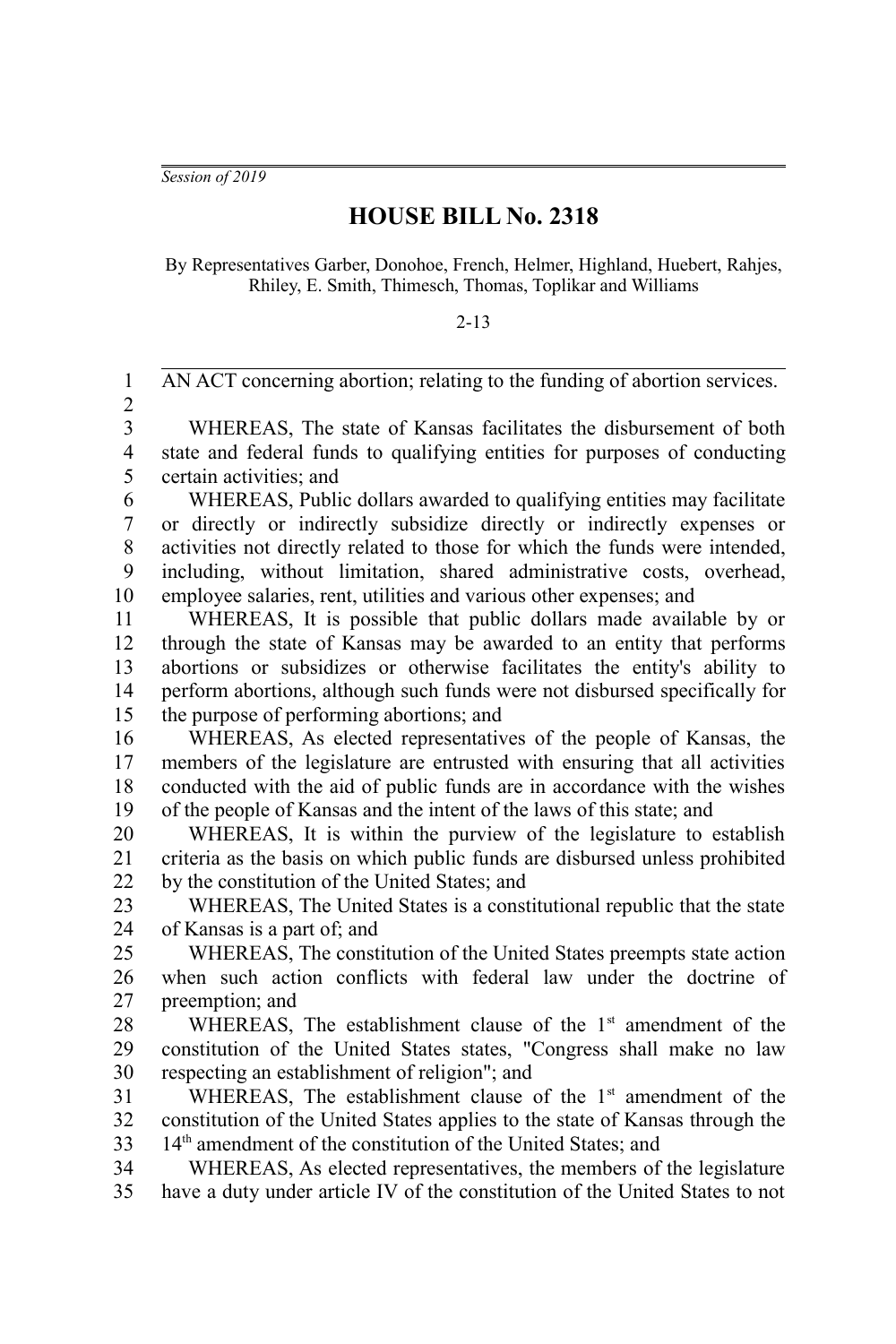*Session of 2019*

# HOUSE BILL No. 2318

By Representatives Garber, Donohoe, French, Helmer, Highland, Huebert, Rahjes, Rhiley, E. Smith, Thimesch, Thomas, Toplikar and Williams

2-13

AN ACT concerning abortion; relating to the funding of abortion services.

WHEREAS, The state of Kansas facilitates the disbursement of both state and federal funds to qualifying entities for purposes of conducting certain activities; and

WHEREAS, Public dollars awarded to qualifying entities may facilitate or directly or indirectly subsidize directly or indirectly expenses or activities not directly related to those for which the funds were intended, including, without limitation, shared administrative costs, overhead, employee salaries, rent, utilities and various other expenses; and

WHEREAS, It is possible that public dollars made available by or through the state of Kansas may be awarded to an entity that performs abortions or subsidizes or otherwise facilitates the entity's ability to perform abortions, although such funds were not disbursed specifically for the purpose of performing abortions; and

WHEREAS, As elected representatives of the people of Kansas, the members of the legislature are entrusted with ensuring that all activities conducted with the aid of public funds are in accordance with the wishes of the people of Kansas and the intent of the laws of this state; and

WHEREAS, It is within the purview of the legislature to establish criteria as the basis on which public funds are disbursed unless prohibited by the constitution of the United States; and

WHEREAS, The United States is a constitutional republic that the state of Kansas is a part of; and

WHEREAS, The constitution of the United States preempts state action when such action conflicts with federal law under the doctrine of preemption; and

WHEREAS, The establishment clause of the 1st amendment of the constitution of the United States states, "Congress shall make no law respecting an establishment of religion"; and

WHEREAS, The establishment clause of the 1st amendment of the constitution of the United States applies to the state of Kansas through the 14th amendment of the constitution of the United States; and

WHEREAS, As elected representatives, the members of the legislature have a duty under article IV of the constitution of the United States to not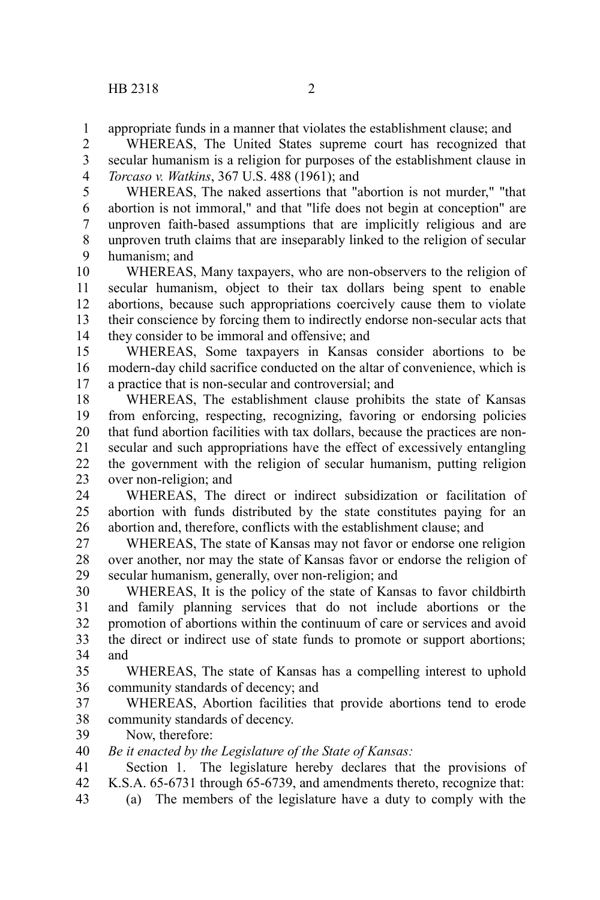appropriate funds in a manner that violates the establishment clause; and

WHEREAS, The United States supreme court has recognized that secular humanism is a religion for purposes of the establishment clause in *Torcaso v. Watkins*, 367 U.S. 488 (1961); and

WHEREAS, The naked assertions that "abortion is not murder," "that abortion is not immoral," and that "life does not begin at conception" are unproven faith-based assumptions that are implicitly religious and are unproven truth claims that are inseparably linked to the religion of secular humanism; and

WHEREAS, Many taxpayers, who are non-observers to the religion of secular humanism, object to their tax dollars being spent to enable abortions, because such appropriations coercively cause them to violate their conscience by forcing them to indirectly endorse non-secular acts that they consider to be immoral and offensive; and

WHEREAS, Some taxpayers in Kansas consider abortions to be modern-day child sacrifice conducted on the altar of convenience, which is a practice that is non-secular and controversial; and

WHEREAS, The establishment clause prohibits the state of Kansas from enforcing, respecting, recognizing, favoring or endorsing policies that fund abortion facilities with tax dollars, because the practices are non-secular and such appropriations have the effect of excessively entangling the government with the religion of secular humanism, putting religion over non-religion; and

WHEREAS, The direct or indirect subsidization or facilitation of abortion with funds distributed by the state constitutes paying for an abortion and, therefore, conflicts with the establishment clause; and

WHEREAS, The state of Kansas may not favor or endorse one religion over another, nor may the state of Kansas favor or endorse the religion of secular humanism, generally, over non-religion; and

WHEREAS, It is the policy of the state of Kansas to favor childbirth and family planning services that do not include abortions or the promotion of abortions within the continuum of care or services and avoid the direct or indirect use of state funds to promote or support abortions; and

WHEREAS, The state of Kansas has a compelling interest to uphold community standards of decency; and

WHEREAS, Abortion facilities that provide abortions tend to erode community standards of decency.

Now, therefore:

*Be it enacted by the Legislature of the State of Kansas:*

Section 1. The legislature hereby declares that the provisions of K.S.A. 65-6731 through 65-6739, and amendments thereto, recognize that:

(a) The members of the legislature have a duty to comply with the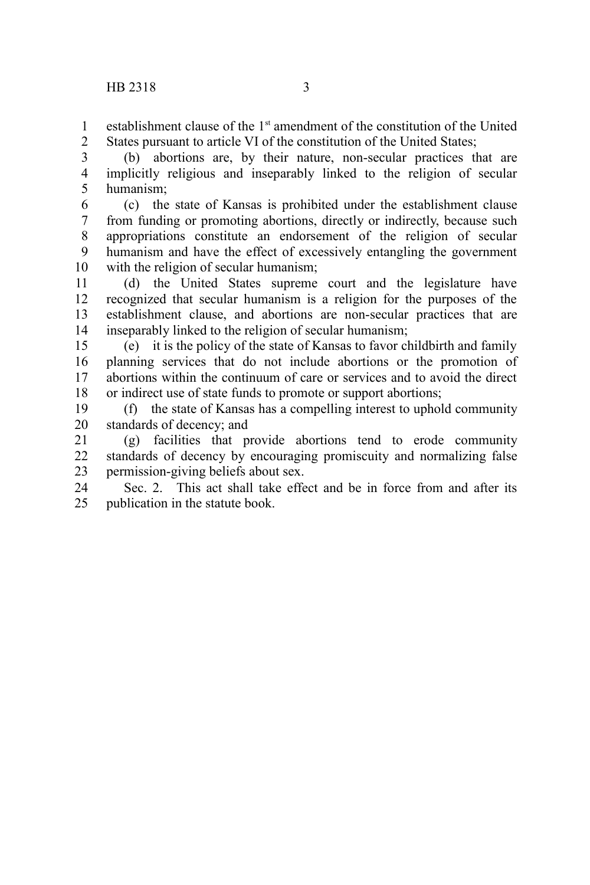establishment clause of the 1st amendment of the constitution of the United States pursuant to article VI of the constitution of the United States;

(b) abortions are, by their nature, non-secular practices that are implicitly religious and inseparably linked to the religion of secular humanism;

(c) the state of Kansas is prohibited under the establishment clause from funding or promoting abortions, directly or indirectly, because such appropriations constitute an endorsement of the religion of secular humanism and have the effect of excessively entangling the government with the religion of secular humanism;

(d) the United States supreme court and the legislature have recognized that secular humanism is a religion for the purposes of the establishment clause, and abortions are non-secular practices that are inseparably linked to the religion of secular humanism;

(e) it is the policy of the state of Kansas to favor childbirth and family planning services that do not include abortions or the promotion of abortions within the continuum of care or services and to avoid the direct or indirect use of state funds to promote or support abortions;

(f) the state of Kansas has a compelling interest to uphold community standards of decency; and

(g) facilities that provide abortions tend to erode community standards of decency by encouraging promiscuity and normalizing false permission-giving beliefs about sex.

Sec. 2. This act shall take effect and be in force from and after its publication in the statute book.